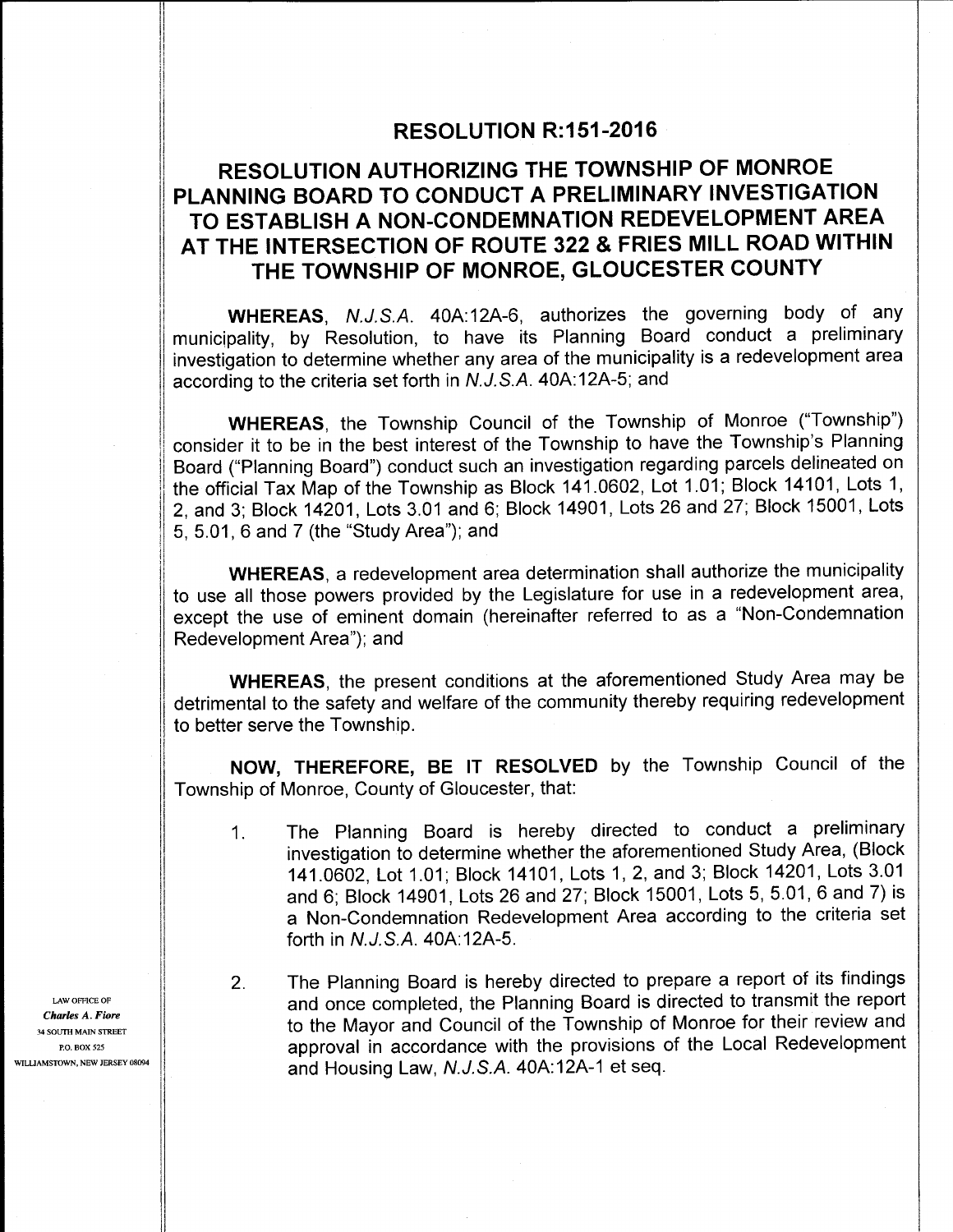# RESOLUTION R:151-2016

## RESOLUTION AUTHORIZING THE TOWNSHIP OF MONROE PLANNING BOARD TO CONDUCT A PRELIMINARY INVESTIGATION TO ESTABLISH A NON-CONDEMNATION REDEVELOPMENT AREA AT THE INTERSECTION OF ROUTE 322 & FRIES MILL ROAD WITHIN THE TOWNSHIP OF MONROE, GLOUCESTER COUNTY

**WHEREAS**, *N.J.S.A.* 40A:12A-6, authorizes the governing body of any municipality, by Resolution, to have its Planning Board conduct a preliminary investigation to determine whether any area of the municipality is a redevelopment area according to the criteria set forth in *N.J.S.A.* 40A:12A-5; and

**WHEREAS**, the Township Council of the Township of Monroe ("Township") consider it to be in the best interest of the Township to have the Township's Planning Board ("Planning Board") conduct such an investigation regarding parcels delineated on the official Tax Map of the Township as Block 141.0602, Lot 1.01; Block 14101, Lots 1, 2, and 3; Block 14201, Lots 3.01 and 6; Block 14901, Lots 26 and 27; Block 15001, Lots 5, 5.01, 6 and 7 (the "Study Area"); and

**WHEREAS**, a redevelopment area determination shall authorize the municipality to use all those powers provided by the Legislature for use in a redevelopment area, except the use of eminent domain (hereinafter referred to as a "Non-Condemnation Redevelopment Area"); and

**WHEREAS**, the present conditions at the aforementioned Study Area may be detrimental to the safety and welfare of the community thereby requiring redevelopment to better serve the Township.

**NOW, THEREFORE, BE IT RESOLVED** by the Township Council of the Township of Monroe, County of Gloucester, that:

1. The Planning Board is hereby directed to conduct a preliminary investigation to determine whether the aforementioned Study Area, (Block 141.0602, Lot 1.01; Block 14101, Lots 1, 2, and 3; Block 14201, Lots 3.01 and 6; Block 14901, Lots 26 and 27; Block 15001, Lots 5, 5.01, 6 and 7) is a Non-Condemnation Redevelopment Area according to the criteria set forth in *N.J.S.A.* 40A:12A-5.

2. The Planning Board is hereby directed to prepare a report of its findings and once completed, the Planning Board is directed to transmit the report to the Mayor and Council of the Township of Monroe for their review and approval in accordance with the provisions of the Local Redevelopment and Housing Law, *N.J.S.A.* 40A:12A-1 et seq.

LAW OFFICE OF
*Charles A. Fiore*
34 SOUTH MAIN STREET
P.O. BOX 525
WILLIAMSTOWN, NEW JERSEY 08094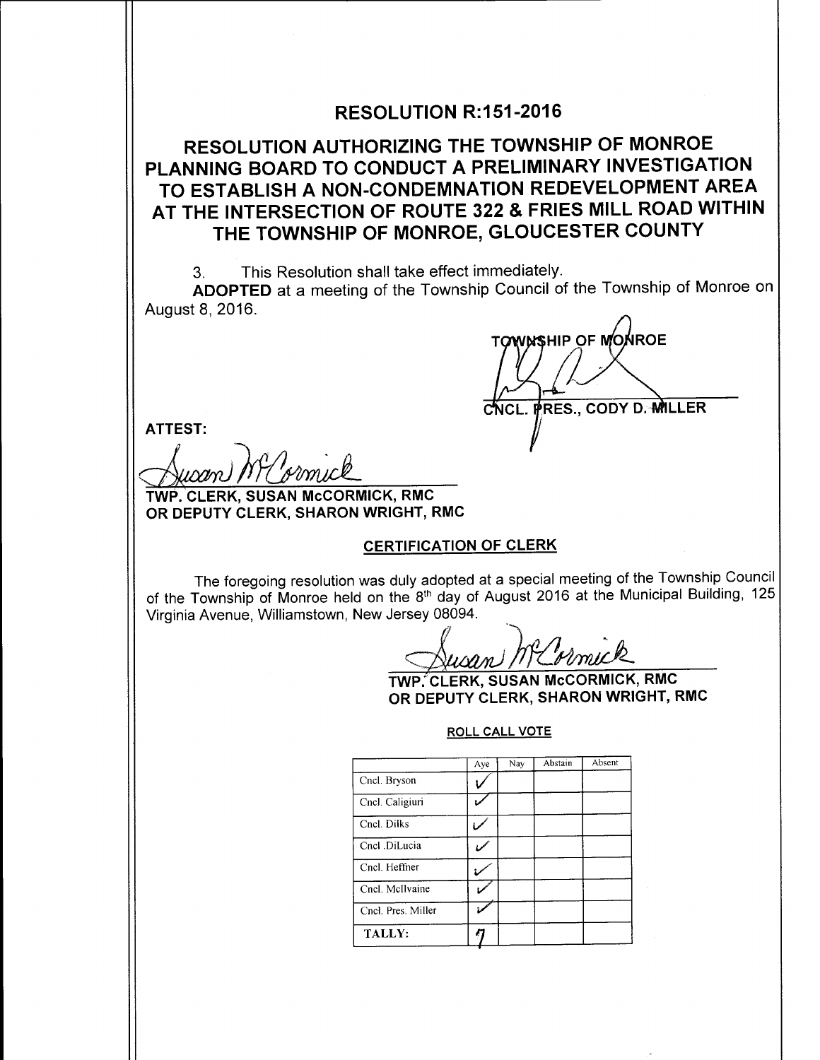# RESOLUTION R:151-2016

## RESOLUTION AUTHORIZING THE TOWNSHIP OF MONROE PLANNING BOARD TO CONDUCT A PRELIMINARY INVESTIGATION TO ESTABLISH A NON-CONDEMNATION REDEVELOPMENT AREA AT THE INTERSECTION OF ROUTE 322 & FRIES MILL ROAD WITHIN THE TOWNSHIP OF MONROE, GLOUCESTER COUNTY

3. This Resolution shall take effect immediately.

**ADOPTED** at a meeting of the Township Council of the Township of Monroe on August 8, 2016.

TOWNSHIP OF MONROE

CNCL. PRES., CODY D. MILLER

**ATTEST:**

TWP. CLERK, SUSAN McCORMICK, RMC
OR DEPUTY CLERK, SHARON WRIGHT, RMC

**CERTIFICATION OF CLERK**

The foregoing resolution was duly adopted at a special meeting of the Township Council of the Township of Monroe held on the 8th day of August 2016 at the Municipal Building, 125 Virginia Avenue, Williamstown, New Jersey 08094.

TWP. CLERK, SUSAN McCORMICK, RMC
OR DEPUTY CLERK, SHARON WRIGHT, RMC

**ROLL CALL VOTE**

| | Aye | Nay | Abstain | Absent |
|---|---|---|---|---|
| Cncl. Bryson | ✓ | | | |
| Cncl. Caligiuri | ✓ | | | |
| Cncl. Dilks | ✓ | | | |
| Cncl .DiLucia | ✓ | | | |
| Cncl. Heffner | ✓ | | | |
| Cncl. McIlvaine | ✓ | | | |
| Cncl. Pres. Miller | ✓ | | | |
| TALLY: | 7 | | | |